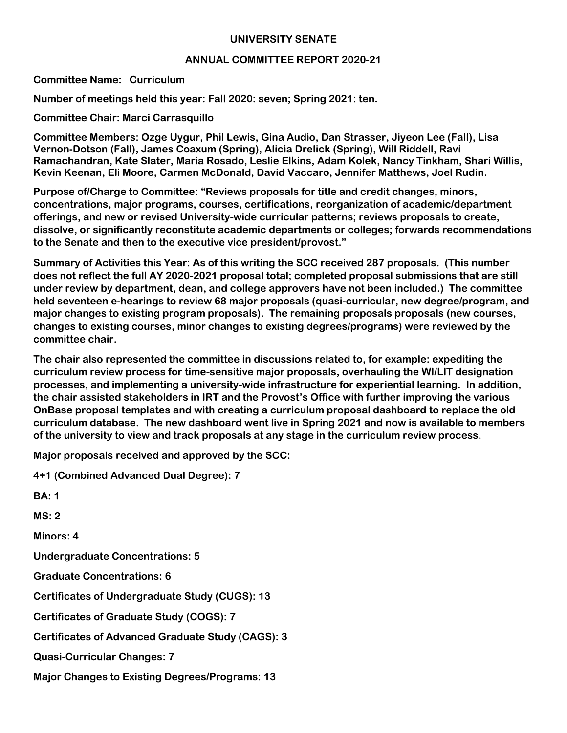**UNIVERSITY SENATE**

**ANNUAL COMMITTEE REPORT 2020-21**

**Committee Name: Curriculum**

**Number of meetings held this year: Fall 2020: seven; Spring 2021: ten.**

**Committee Chair: Marci Carrasquillo**

**Committee Members: Ozge Uygur, Phil Lewis, Gina Audio, Dan Strasser, Jiyeon Lee (Fall), Lisa Vernon-Dotson (Fall), James Coaxum (Spring), Alicia Drelick (Spring), Will Riddell, Ravi Ramachandran, Kate Slater, Maria Rosado, Leslie Elkins, Adam Kolek, Nancy Tinkham, Shari Willis, Kevin Keenan, Eli Moore, Carmen McDonald, David Vaccaro, Jennifer Matthews, Joel Rudin.**

**Purpose of/Charge to Committee: "Reviews proposals for title and credit changes, minors, concentrations, major programs, courses, certifications, reorganization of academic/department offerings, and new or revised University-wide curricular patterns; reviews proposals to create, dissolve, or significantly reconstitute academic departments or colleges; forwards recommendations to the Senate and then to the executive vice president/provost."**

**Summary of Activities this Year: As of this writing the SCC received 287 proposals. (This number does not reflect the full AY 2020-2021 proposal total; completed proposal submissions that are still under review by department, dean, and college approvers have not been included.) The committee held seventeen e-hearings to review 68 major proposals (quasi-curricular, new degree/program, and major changes to existing program proposals). The remaining proposals proposals (new courses, changes to existing courses, minor changes to existing degrees/programs) were reviewed by the committee chair.**

**The chair also represented the committee in discussions related to, for example: expediting the curriculum review process for time-sensitive major proposals, overhauling the WI/LIT designation processes, and implementing a university-wide infrastructure for experiential learning. In addition, the chair assisted stakeholders in IRT and the Provost's Office with further improving the various OnBase proposal templates and with creating a curriculum proposal dashboard to replace the old curriculum database. The new dashboard went live in Spring 2021 and now is available to members of the university to view and track proposals at any stage in the curriculum review process.**

**Major proposals received and approved by the SCC:**

**4+1 (Combined Advanced Dual Degree): 7**

**BA: 1**

**MS: 2**

**Minors: 4**

**Undergraduate Concentrations: 5**

**Graduate Concentrations: 6**

**Certificates of Undergraduate Study (CUGS): 13**

**Certificates of Graduate Study (COGS): 7**

**Certificates of Advanced Graduate Study (CAGS): 3**

**Quasi-Curricular Changes: 7**

**Major Changes to Existing Degrees/Programs: 13**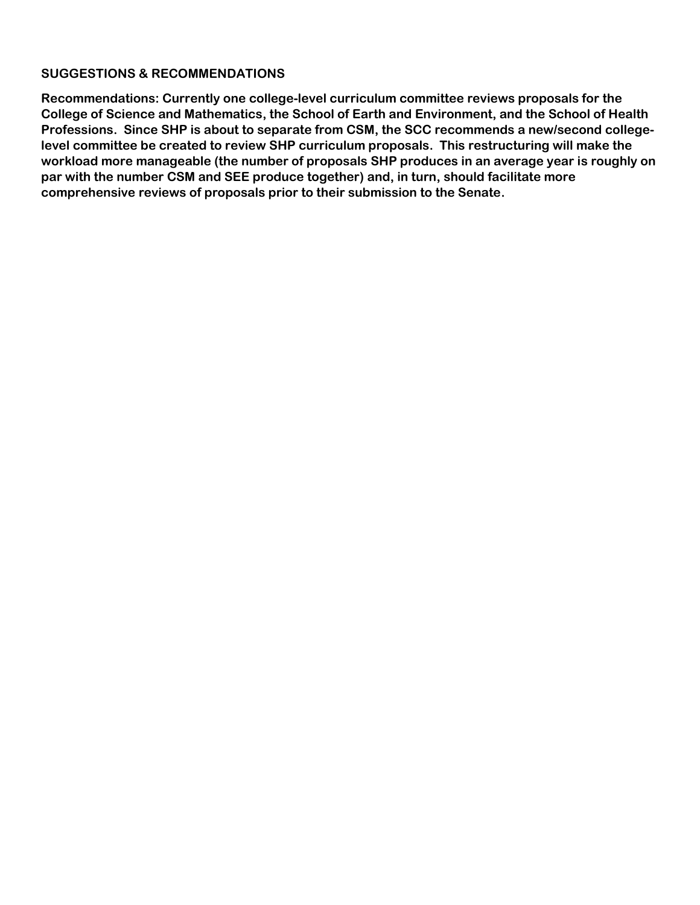## SUGGESTIONS & RECOMMENDATIONS

**Recommendations: Currently one college-level curriculum committee reviews proposals for the College of Science and Mathematics, the School of Earth and Environment, and the School of Health Professions. Since SHP is about to separate from CSM, the SCC recommends a new/second college-level committee be created to review SHP curriculum proposals. This restructuring will make the workload more manageable (the number of proposals SHP produces in an average year is roughly on par with the number CSM and SEE produce together) and, in turn, should facilitate more comprehensive reviews of proposals prior to their submission to the Senate.**